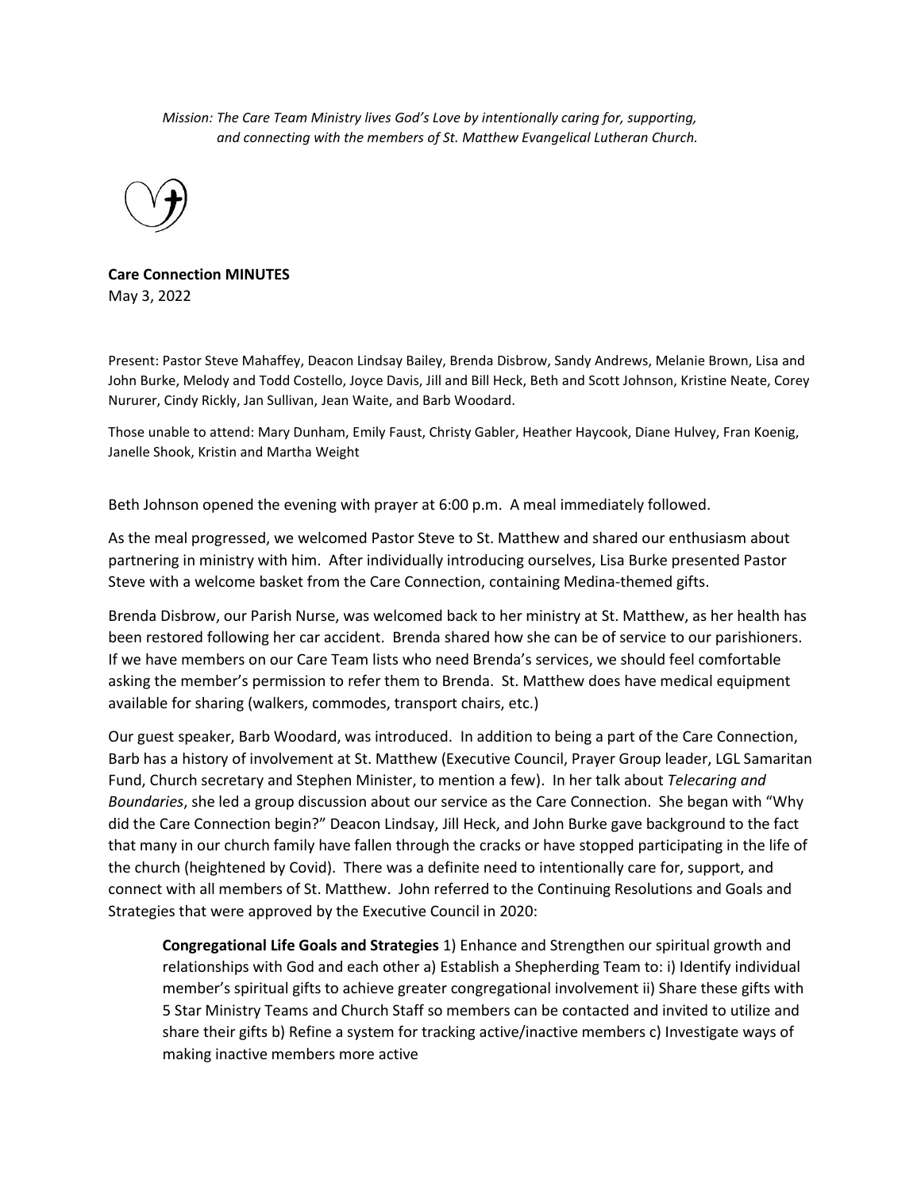*Mission: The Care Team Ministry lives God's Love by intentionally caring for, supporting, and connecting with the members of St. Matthew Evangelical Lutheran Church.*

**Care Connection MINUTES**
May 3, 2022

Present: Pastor Steve Mahaffey, Deacon Lindsay Bailey, Brenda Disbrow, Sandy Andrews, Melanie Brown, Lisa and John Burke, Melody and Todd Costello, Joyce Davis, Jill and Bill Heck, Beth and Scott Johnson, Kristine Neate, Corey Nururer, Cindy Rickly, Jan Sullivan, Jean Waite, and Barb Woodard.

Those unable to attend: Mary Dunham, Emily Faust, Christy Gabler, Heather Haycook, Diane Hulvey, Fran Koenig, Janelle Shook, Kristin and Martha Weight

Beth Johnson opened the evening with prayer at 6:00 p.m. A meal immediately followed.

As the meal progressed, we welcomed Pastor Steve to St. Matthew and shared our enthusiasm about partnering in ministry with him. After individually introducing ourselves, Lisa Burke presented Pastor Steve with a welcome basket from the Care Connection, containing Medina-themed gifts.

Brenda Disbrow, our Parish Nurse, was welcomed back to her ministry at St. Matthew, as her health has been restored following her car accident. Brenda shared how she can be of service to our parishioners. If we have members on our Care Team lists who need Brenda's services, we should feel comfortable asking the member's permission to refer them to Brenda. St. Matthew does have medical equipment available for sharing (walkers, commodes, transport chairs, etc.)

Our guest speaker, Barb Woodard, was introduced. In addition to being a part of the Care Connection, Barb has a history of involvement at St. Matthew (Executive Council, Prayer Group leader, LGL Samaritan Fund, Church secretary and Stephen Minister, to mention a few). In her talk about *Telecaring and Boundaries*, she led a group discussion about our service as the Care Connection. She began with "Why did the Care Connection begin?" Deacon Lindsay, Jill Heck, and John Burke gave background to the fact that many in our church family have fallen through the cracks or have stopped participating in the life of the church (heightened by Covid). There was a definite need to intentionally care for, support, and connect with all members of St. Matthew. John referred to the Continuing Resolutions and Goals and Strategies that were approved by the Executive Council in 2020:

> **Congregational Life Goals and Strategies** 1) Enhance and Strengthen our spiritual growth and relationships with God and each other a) Establish a Shepherding Team to: i) Identify individual member's spiritual gifts to achieve greater congregational involvement ii) Share these gifts with 5 Star Ministry Teams and Church Staff so members can be contacted and invited to utilize and share their gifts b) Refine a system for tracking active/inactive members c) Investigate ways of making inactive members more active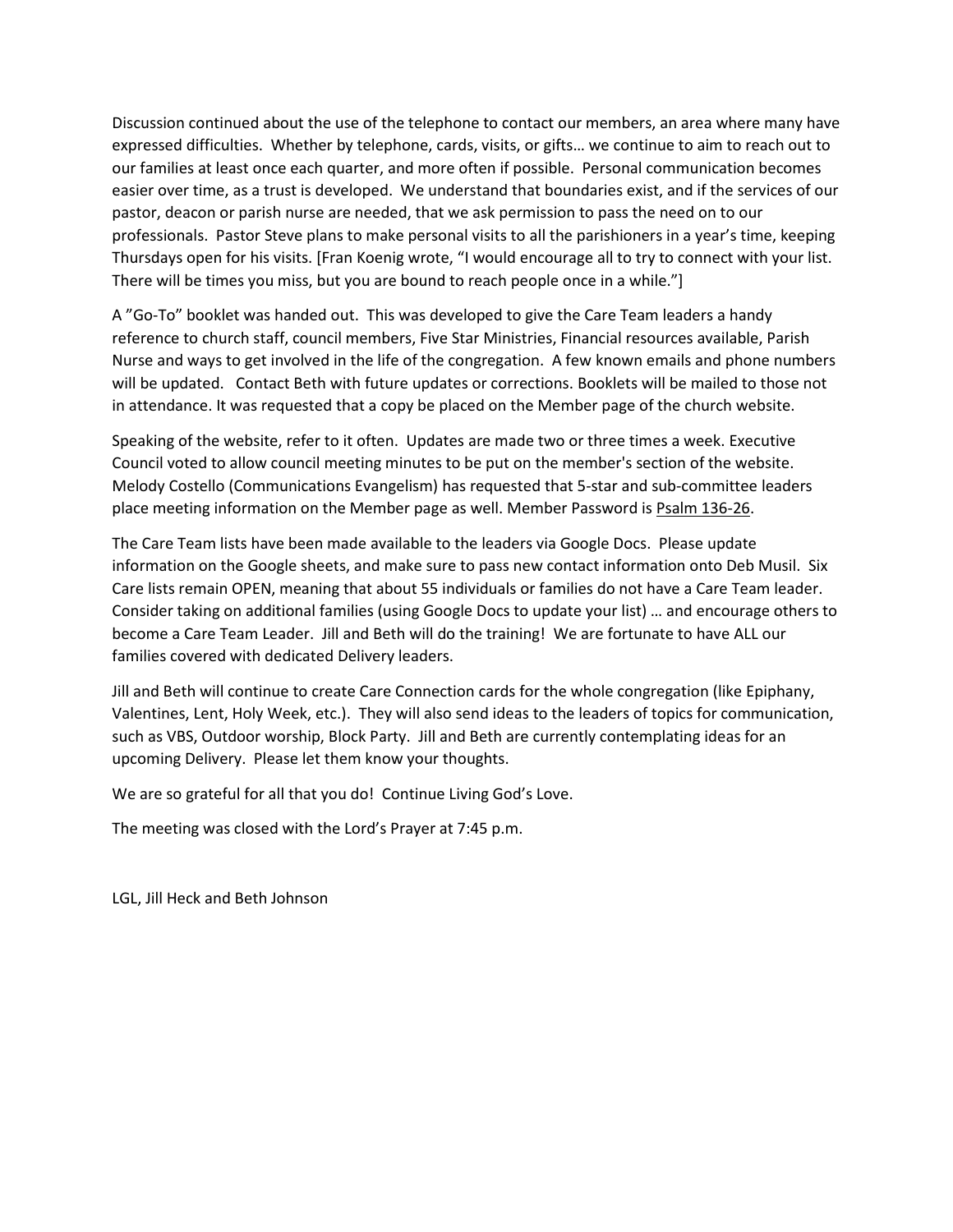Discussion continued about the use of the telephone to contact our members, an area where many have expressed difficulties. Whether by telephone, cards, visits, or gifts… we continue to aim to reach out to our families at least once each quarter, and more often if possible. Personal communication becomes easier over time, as a trust is developed. We understand that boundaries exist, and if the services of our pastor, deacon or parish nurse are needed, that we ask permission to pass the need on to our professionals. Pastor Steve plans to make personal visits to all the parishioners in a year's time, keeping Thursdays open for his visits. [Fran Koenig wrote, "I would encourage all to try to connect with your list. There will be times you miss, but you are bound to reach people once in a while."]

A "Go-To" booklet was handed out. This was developed to give the Care Team leaders a handy reference to church staff, council members, Five Star Ministries, Financial resources available, Parish Nurse and ways to get involved in the life of the congregation. A few known emails and phone numbers will be updated. Contact Beth with future updates or corrections. Booklets will be mailed to those not in attendance. It was requested that a copy be placed on the Member page of the church website.

Speaking of the website, refer to it often. Updates are made two or three times a week. Executive Council voted to allow council meeting minutes to be put on the member's section of the website. Melody Costello (Communications Evangelism) has requested that 5-star and sub-committee leaders place meeting information on the Member page as well. Member Password is Psalm 136-26.

The Care Team lists have been made available to the leaders via Google Docs. Please update information on the Google sheets, and make sure to pass new contact information onto Deb Musil. Six Care lists remain OPEN, meaning that about 55 individuals or families do not have a Care Team leader. Consider taking on additional families (using Google Docs to update your list) … and encourage others to become a Care Team Leader. Jill and Beth will do the training! We are fortunate to have ALL our families covered with dedicated Delivery leaders.

Jill and Beth will continue to create Care Connection cards for the whole congregation (like Epiphany, Valentines, Lent, Holy Week, etc.). They will also send ideas to the leaders of topics for communication, such as VBS, Outdoor worship, Block Party. Jill and Beth are currently contemplating ideas for an upcoming Delivery. Please let them know your thoughts.

We are so grateful for all that you do! Continue Living God's Love.

The meeting was closed with the Lord's Prayer at 7:45 p.m.

LGL, Jill Heck and Beth Johnson